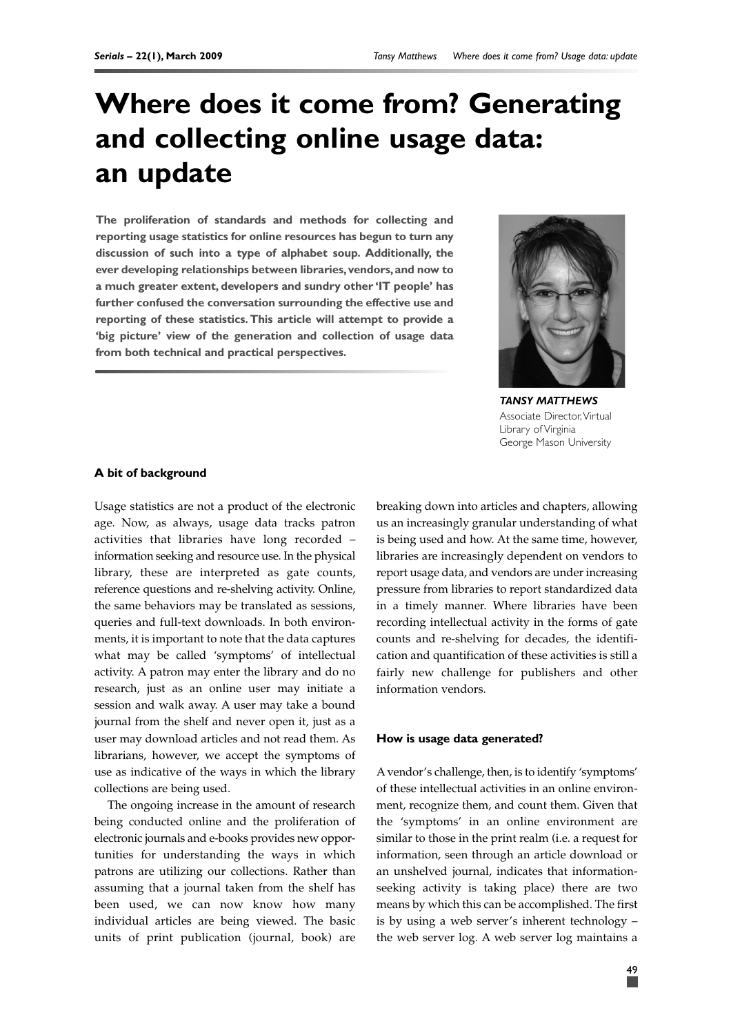# Where does it come from? Generating and collecting online usage data: an update

**The proliferation of standards and methods for collecting and reporting usage statistics for online resources has begun to turn any discussion of such into a type of alphabet soup. Additionally, the ever developing relationships between libraries, vendors, and now to a much greater extent, developers and sundry other 'IT people' has further confused the conversation surrounding the effective use and reporting of these statistics. This article will attempt to provide a 'big picture' view of the generation and collection of usage data from both technical and practical perspectives.**

***TANSY MATTHEWS***
Associate Director, Virtual Library of Virginia
George Mason University

### A bit of background

Usage statistics are not a product of the electronic age. Now, as always, usage data tracks patron activities that libraries have long recorded – information seeking and resource use. In the physical library, these are interpreted as gate counts, reference questions and re-shelving activity. Online, the same behaviors may be translated as sessions, queries and full-text downloads. In both environments, it is important to note that the data captures what may be called 'symptoms' of intellectual activity. A patron may enter the library and do no research, just as an online user may initiate a session and walk away. A user may take a bound journal from the shelf and never open it, just as a user may download articles and not read them. As librarians, however, we accept the symptoms of use as indicative of the ways in which the library collections are being used.

The ongoing increase in the amount of research being conducted online and the proliferation of electronic journals and e-books provides new opportunities for understanding the ways in which patrons are utilizing our collections. Rather than assuming that a journal taken from the shelf has been used, we can now know how many individual articles are being viewed. The basic units of print publication (journal, book) are breaking down into articles and chapters, allowing us an increasingly granular understanding of what is being used and how. At the same time, however, libraries are increasingly dependent on vendors to report usage data, and vendors are under increasing pressure from libraries to report standardized data in a timely manner. Where libraries have been recording intellectual activity in the forms of gate counts and re-shelving for decades, the identification and quantification of these activities is still a fairly new challenge for publishers and other information vendors.

### How is usage data generated?

A vendor's challenge, then, is to identify 'symptoms' of these intellectual activities in an online environment, recognize them, and count them. Given that the 'symptoms' in an online environment are similar to those in the print realm (i.e. a request for information, seen through an article download or an unshelved journal, indicates that information-seeking activity is taking place) there are two means by which this can be accomplished. The first is by using a web server's inherent technology – the web server log. A web server log maintains a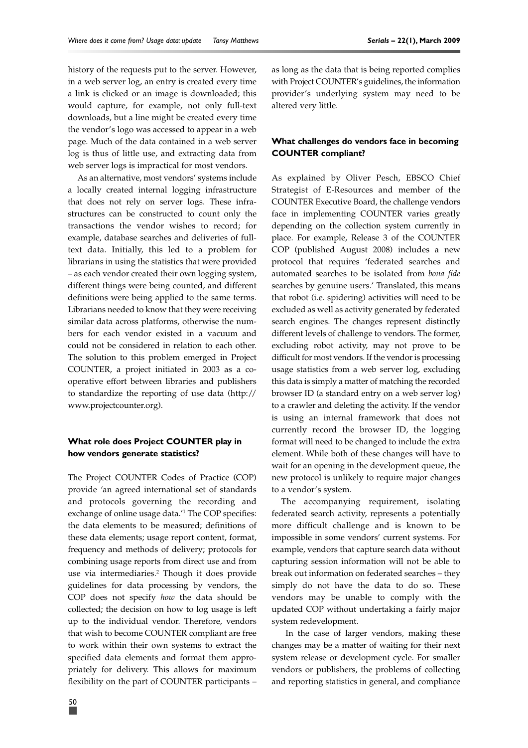history of the requests put to the server. However, in a web server log, an entry is created every time a link is clicked or an image is downloaded; this would capture, for example, not only full-text downloads, but a line might be created every time the vendor's logo was accessed to appear in a web page. Much of the data contained in a web server log is thus of little use, and extracting data from web server logs is impractical for most vendors.

As an alternative, most vendors' systems include a locally created internal logging infrastructure that does not rely on server logs. These infrastructures can be constructed to count only the transactions the vendor wishes to record; for example, database searches and deliveries of full-text data. Initially, this led to a problem for librarians in using the statistics that were provided – as each vendor created their own logging system, different things were being counted, and different definitions were being applied to the same terms. Librarians needed to know that they were receiving similar data across platforms, otherwise the numbers for each vendor existed in a vacuum and could not be considered in relation to each other. The solution to this problem emerged in Project COUNTER, a project initiated in 2003 as a co-operative effort between libraries and publishers to standardize the reporting of use data (http://www.projectcounter.org).

### What role does Project COUNTER play in how vendors generate statistics?

The Project COUNTER Codes of Practice (COP) provide 'an agreed international set of standards and protocols governing the recording and exchange of online usage data.'[1] The COP specifies: the data elements to be measured; definitions of these data elements; usage report content, format, frequency and methods of delivery; protocols for combining usage reports from direct use and from use via intermediaries.[2] Though it does provide guidelines for data processing by vendors, the COP does not specify *how* the data should be collected; the decision on how to log usage is left up to the individual vendor. Therefore, vendors that wish to become COUNTER compliant are free to work within their own systems to extract the specified data elements and format them appropriately for delivery. This allows for maximum flexibility on the part of COUNTER participants – as long as the data that is being reported complies with Project COUNTER's guidelines, the information provider's underlying system may need to be altered very little.

### What challenges do vendors face in becoming COUNTER compliant?

As explained by Oliver Pesch, EBSCO Chief Strategist of E-Resources and member of the COUNTER Executive Board, the challenge vendors face in implementing COUNTER varies greatly depending on the collection system currently in place. For example, Release 3 of the COUNTER COP (published August 2008) includes a new protocol that requires 'federated searches and automated searches to be isolated from *bona fide* searches by genuine users.' Translated, this means that robot (i.e. spidering) activities will need to be excluded as well as activity generated by federated search engines. The changes represent distinctly different levels of challenge to vendors. The former, excluding robot activity, may not prove to be difficult for most vendors. If the vendor is processing usage statistics from a web server log, excluding this data is simply a matter of matching the recorded browser ID (a standard entry on a web server log) to a crawler and deleting the activity. If the vendor is using an internal framework that does not currently record the browser ID, the logging format will need to be changed to include the extra element. While both of these changes will have to wait for an opening in the development queue, the new protocol is unlikely to require major changes to a vendor's system.

The accompanying requirement, isolating federated search activity, represents a potentially more difficult challenge and is known to be impossible in some vendors' current systems. For example, vendors that capture search data without capturing session information will not be able to break out information on federated searches – they simply do not have the data to do so. These vendors may be unable to comply with the updated COP without undertaking a fairly major system redevelopment.

In the case of larger vendors, making these changes may be a matter of waiting for their next system release or development cycle. For smaller vendors or publishers, the problems of collecting and reporting statistics in general, and compliance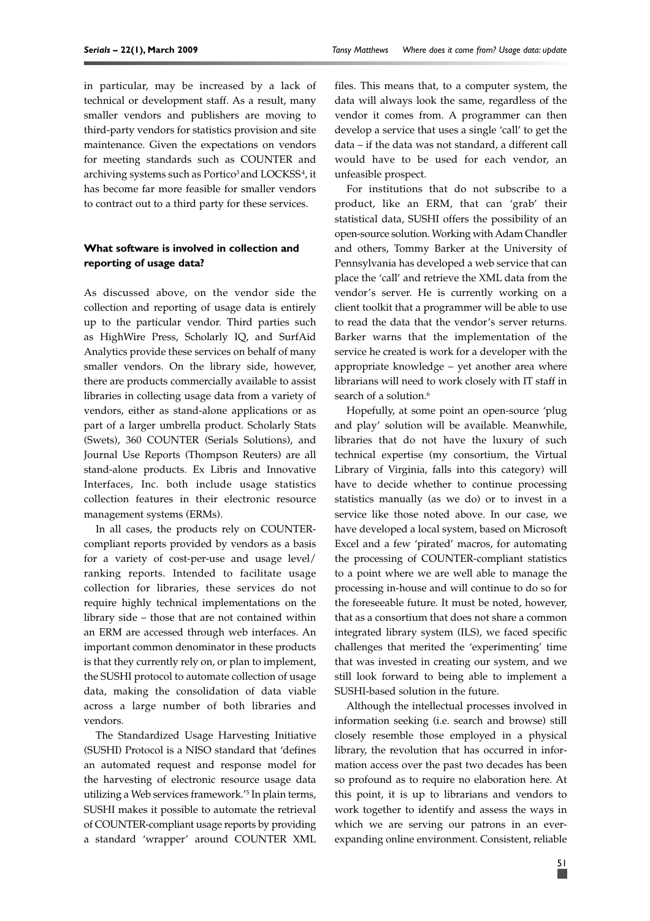in particular, may be increased by a lack of technical or development staff. As a result, many smaller vendors and publishers are moving to third-party vendors for statistics provision and site maintenance. Given the expectations on vendors for meeting standards such as COUNTER and archiving systems such as Portico[3] and LOCKSS[4], it has become far more feasible for smaller vendors to contract out to a third party for these services.

### What software is involved in collection and reporting of usage data?

As discussed above, on the vendor side the collection and reporting of usage data is entirely up to the particular vendor. Third parties such as HighWire Press, Scholarly IQ, and SurfAid Analytics provide these services on behalf of many smaller vendors. On the library side, however, there are products commercially available to assist libraries in collecting usage data from a variety of vendors, either as stand-alone applications or as part of a larger umbrella product. Scholarly Stats (Swets), 360 COUNTER (Serials Solutions), and Journal Use Reports (Thompson Reuters) are all stand-alone products. Ex Libris and Innovative Interfaces, Inc. both include usage statistics collection features in their electronic resource management systems (ERMs).

In all cases, the products rely on COUNTER-compliant reports provided by vendors as a basis for a variety of cost-per-use and usage level/ranking reports. Intended to facilitate usage collection for libraries, these services do not require highly technical implementations on the library side – those that are not contained within an ERM are accessed through web interfaces. An important common denominator in these products is that they currently rely on, or plan to implement, the SUSHI protocol to automate collection of usage data, making the consolidation of data viable across a large number of both libraries and vendors.

The Standardized Usage Harvesting Initiative (SUSHI) Protocol is a NISO standard that 'defines an automated request and response model for the harvesting of electronic resource usage data utilizing a Web services framework.'[5] In plain terms, SUSHI makes it possible to automate the retrieval of COUNTER-compliant usage reports by providing a standard 'wrapper' around COUNTER XML files. This means that, to a computer system, the data will always look the same, regardless of the vendor it comes from. A programmer can then develop a service that uses a single 'call' to get the data – if the data was not standard, a different call would have to be used for each vendor, an unfeasible prospect.

For institutions that do not subscribe to a product, like an ERM, that can 'grab' their statistical data, SUSHI offers the possibility of an open-source solution. Working with Adam Chandler and others, Tommy Barker at the University of Pennsylvania has developed a web service that can place the 'call' and retrieve the XML data from the vendor's server. He is currently working on a client toolkit that a programmer will be able to use to read the data that the vendor's server returns. Barker warns that the implementation of the service he created is work for a developer with the appropriate knowledge – yet another area where librarians will need to work closely with IT staff in search of a solution.[6]

Hopefully, at some point an open-source 'plug and play' solution will be available. Meanwhile, libraries that do not have the luxury of such technical expertise (my consortium, the Virtual Library of Virginia, falls into this category) will have to decide whether to continue processing statistics manually (as we do) or to invest in a service like those noted above. In our case, we have developed a local system, based on Microsoft Excel and a few 'pirated' macros, for automating the processing of COUNTER-compliant statistics to a point where we are well able to manage the processing in-house and will continue to do so for the foreseeable future. It must be noted, however, that as a consortium that does not share a common integrated library system (ILS), we faced specific challenges that merited the 'experimenting' time that was invested in creating our system, and we still look forward to being able to implement a SUSHI-based solution in the future.

Although the intellectual processes involved in information seeking (i.e. search and browse) still closely resemble those employed in a physical library, the revolution that has occurred in information access over the past two decades has been so profound as to require no elaboration here. At this point, it is up to librarians and vendors to work together to identify and assess the ways in which we are serving our patrons in an ever-expanding online environment. Consistent, reliable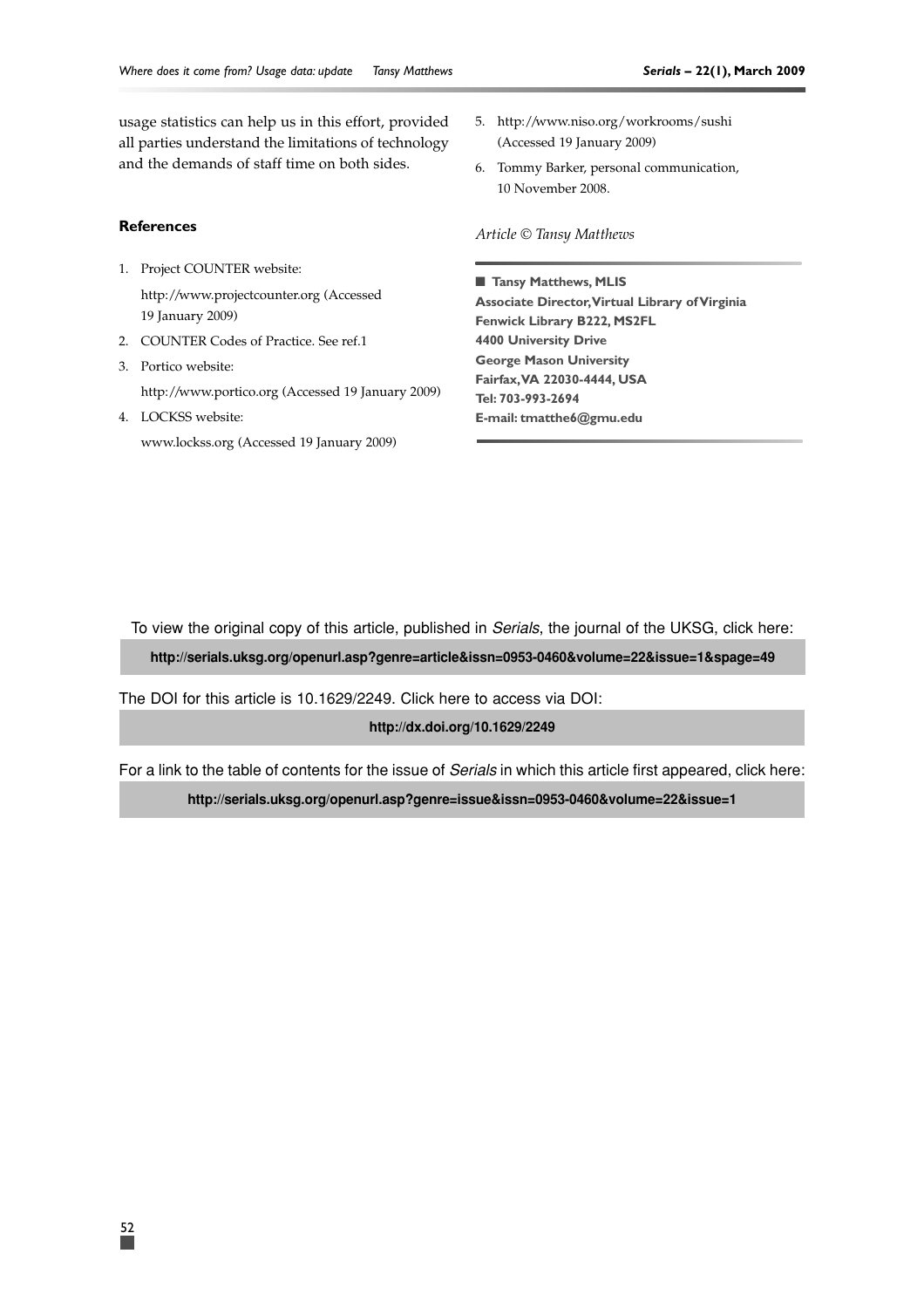usage statistics can help us in this effort, provided all parties understand the limitations of technology and the demands of staff time on both sides.

### References

1. Project COUNTER website: http://www.projectcounter.org (Accessed 19 January 2009)
2. COUNTER Codes of Practice. See ref.1
3. Portico website: http://www.portico.org (Accessed 19 January 2009)
4. LOCKSS website: www.lockss.org (Accessed 19 January 2009)
5. http://www.niso.org/workrooms/sushi (Accessed 19 January 2009)
6. Tommy Barker, personal communication, 10 November 2008.

*Article © Tansy Matthews*

**Tansy Matthews, MLIS**
**Associate Director, Virtual Library of Virginia**
**Fenwick Library B222, MS2FL**
**4400 University Drive**
**George Mason University**
**Fairfax, VA 22030-4444, USA**
**Tel: 703-993-2694**
**E-mail: tmatthe6@gmu.edu**

To view the original copy of this article, published in *Serials*, the journal of the UKSG, click here:

**http://serials.uksg.org/openurl.asp?genre=article&issn=0953-0460&volume=22&issue=1&spage=49**

The DOI for this article is 10.1629/2249. Click here to access via DOI:

**http://dx.doi.org/10.1629/2249**

For a link to the table of contents for the issue of *Serials* in which this article first appeared, click here:

**http://serials.uksg.org/openurl.asp?genre=issue&issn=0953-0460&volume=22&issue=1**